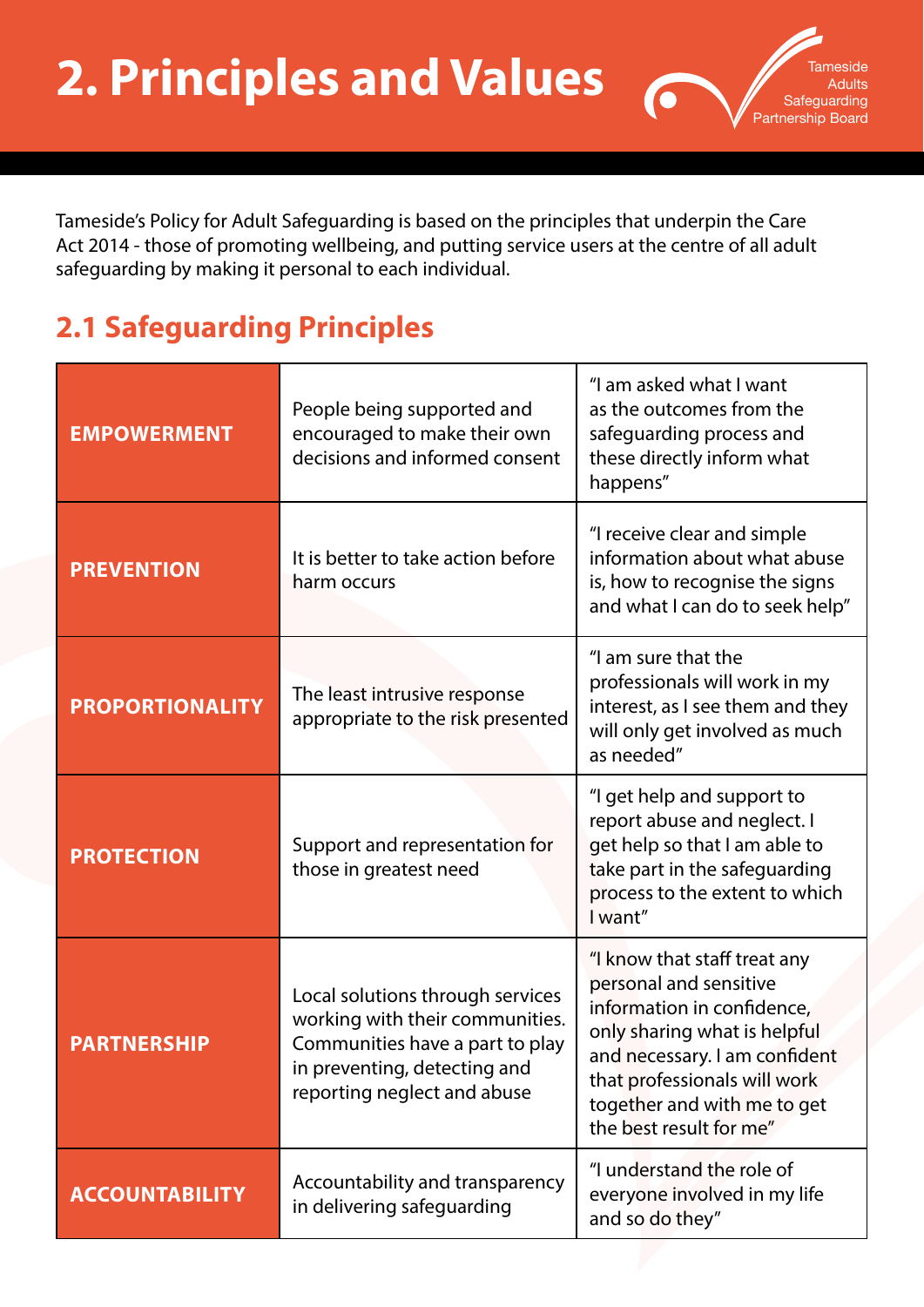# 2. Principles and Values

Tameside Adults Safeguarding Partnership Board

Tameside's Policy for Adult Safeguarding is based on the principles that underpin the Care Act 2014 - those of promoting wellbeing, and putting service users at the centre of all adult safeguarding by making it personal to each individual.

## 2.1 Safeguarding Principles

| | | |
|---|---|---|
| **EMPOWERMENT** | People being supported and encouraged to make their own decisions and informed consent | "I am asked what I want as the outcomes from the safeguarding process and these directly inform what happens" |
| **PREVENTION** | It is better to take action before harm occurs | "I receive clear and simple information about what abuse is, how to recognise the signs and what I can do to seek help" |
| **PROPORTIONALITY** | The least intrusive response appropriate to the risk presented | "I am sure that the professionals will work in my interest, as I see them and they will only get involved as much as needed" |
| **PROTECTION** | Support and representation for those in greatest need | "I get help and support to report abuse and neglect. I get help so that I am able to take part in the safeguarding process to the extent to which I want" |
| **PARTNERSHIP** | Local solutions through services working with their communities. Communities have a part to play in preventing, detecting and reporting neglect and abuse | "I know that staff treat any personal and sensitive information in confidence, only sharing what is helpful and necessary. I am confident that professionals will work together and with me to get the best result for me" |
| **ACCOUNTABILITY** | Accountability and transparency in delivering safeguarding | "I understand the role of everyone involved in my life and so do they" |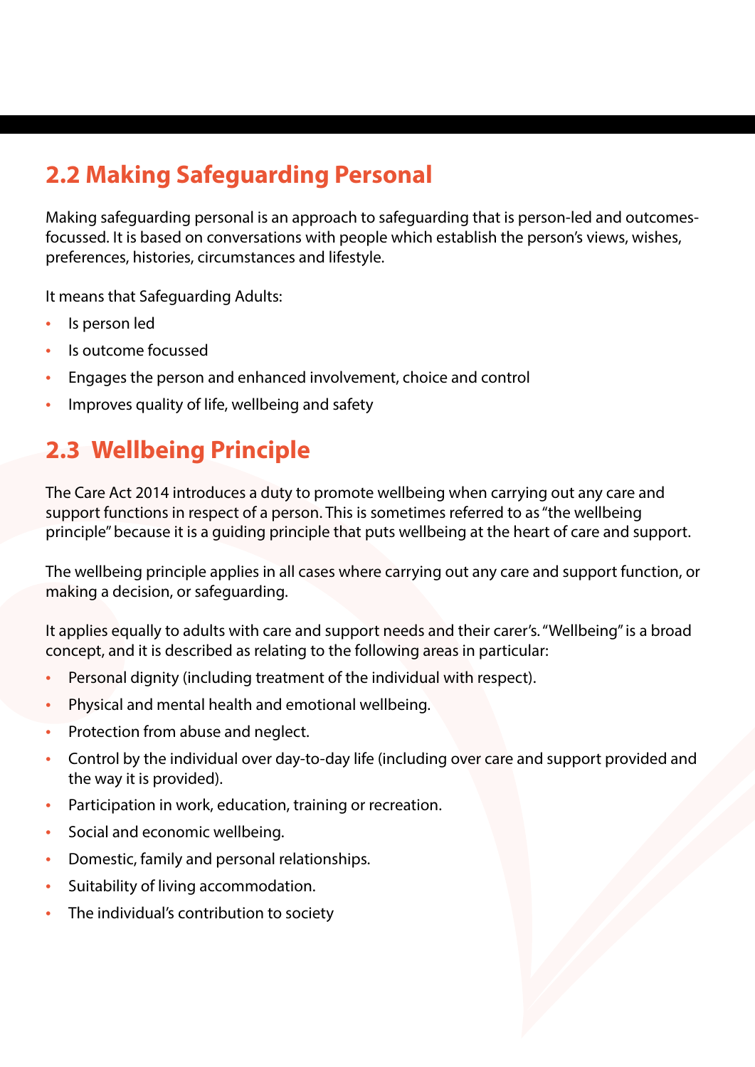## 2.2 Making Safeguarding Personal

Making safeguarding personal is an approach to safeguarding that is person-led and outcomes-focussed. It is based on conversations with people which establish the person's views, wishes, preferences, histories, circumstances and lifestyle.

It means that Safeguarding Adults:

- Is person led
- Is outcome focussed
- Engages the person and enhanced involvement, choice and control
- Improves quality of life, wellbeing and safety

## 2.3 Wellbeing Principle

The Care Act 2014 introduces a duty to promote wellbeing when carrying out any care and support functions in respect of a person. This is sometimes referred to as "the wellbeing principle" because it is a guiding principle that puts wellbeing at the heart of care and support.

The wellbeing principle applies in all cases where carrying out any care and support function, or making a decision, or safeguarding.

It applies equally to adults with care and support needs and their carer's. "Wellbeing" is a broad concept, and it is described as relating to the following areas in particular:

- Personal dignity (including treatment of the individual with respect).
- Physical and mental health and emotional wellbeing.
- Protection from abuse and neglect.
- Control by the individual over day-to-day life (including over care and support provided and the way it is provided).
- Participation in work, education, training or recreation.
- Social and economic wellbeing.
- Domestic, family and personal relationships.
- Suitability of living accommodation.
- The individual's contribution to society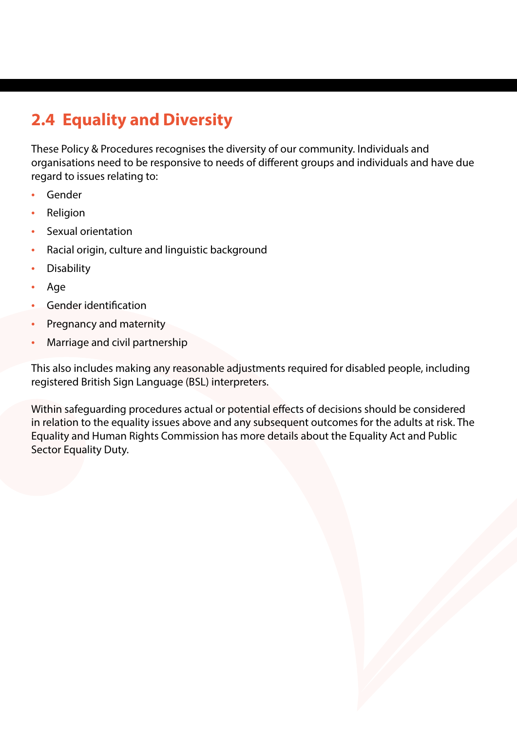## 2.4 Equality and Diversity

These Policy & Procedures recognises the diversity of our community. Individuals and organisations need to be responsive to needs of different groups and individuals and have due regard to issues relating to:

- Gender
- Religion
- Sexual orientation
- Racial origin, culture and linguistic background
- Disability
- Age
- Gender identification
- Pregnancy and maternity
- Marriage and civil partnership

This also includes making any reasonable adjustments required for disabled people, including registered British Sign Language (BSL) interpreters.

Within safeguarding procedures actual or potential effects of decisions should be considered in relation to the equality issues above and any subsequent outcomes for the adults at risk. The Equality and Human Rights Commission has more details about the Equality Act and Public Sector Equality Duty.